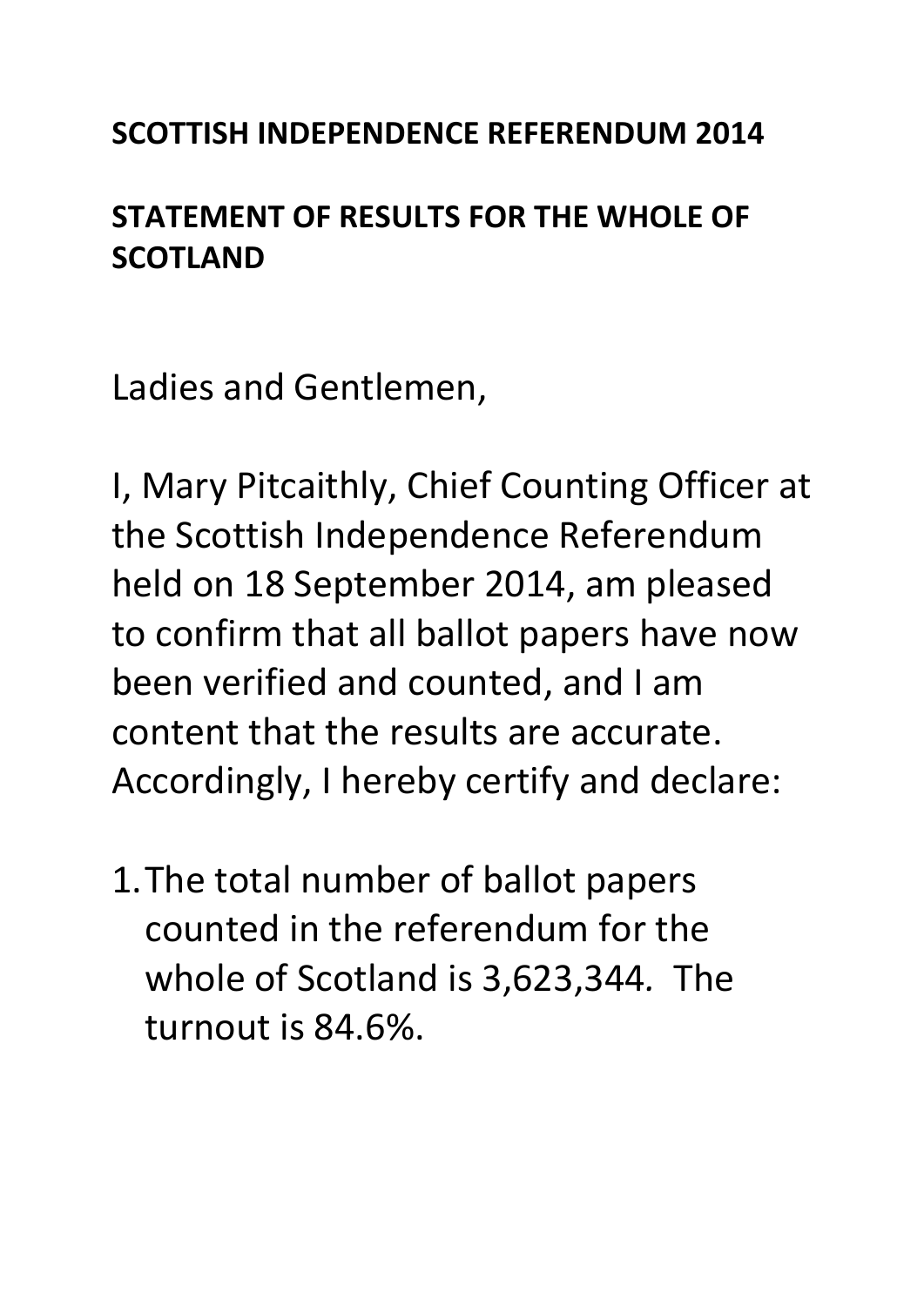**SCOTTISH INDEPENDENCE REFERENDUM 2014**

**STATEMENT OF RESULTS FOR THE WHOLE OF SCOTLAND**

Ladies and Gentlemen,

I, Mary Pitcaithly, Chief Counting Officer at the Scottish Independence Referendum held on 18 September 2014, am pleased to confirm that all ballot papers have now been verified and counted, and I am content that the results are accurate. Accordingly, I hereby certify and declare:

1. The total number of ballot papers counted in the referendum for the whole of Scotland is 3,623,344. The turnout is 84.6%.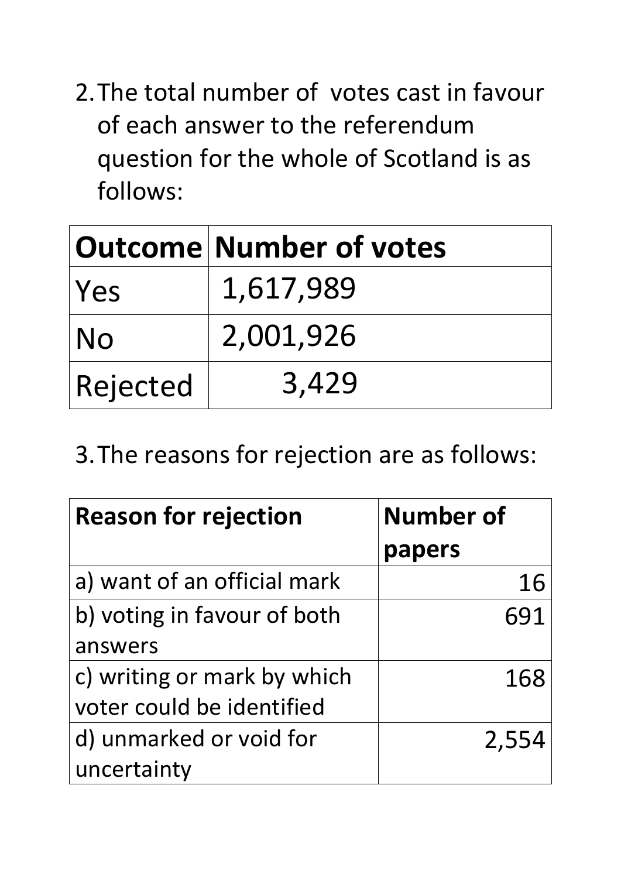2. The total number of votes cast in favour of each answer to the referendum question for the whole of Scotland is as follows:

| Outcome | Number of votes |
|---|---|
| Yes | 1,617,989 |
| No | 2,001,926 |
| Rejected | 3,429 |

3. The reasons for rejection are as follows:

| Reason for rejection | Number of papers |
|---|---:|
| a) want of an official mark | 16 |
| b) voting in favour of both answers | 691 |
| c) writing or mark by which voter could be identified | 168 |
| d) unmarked or void for uncertainty | 2,554 |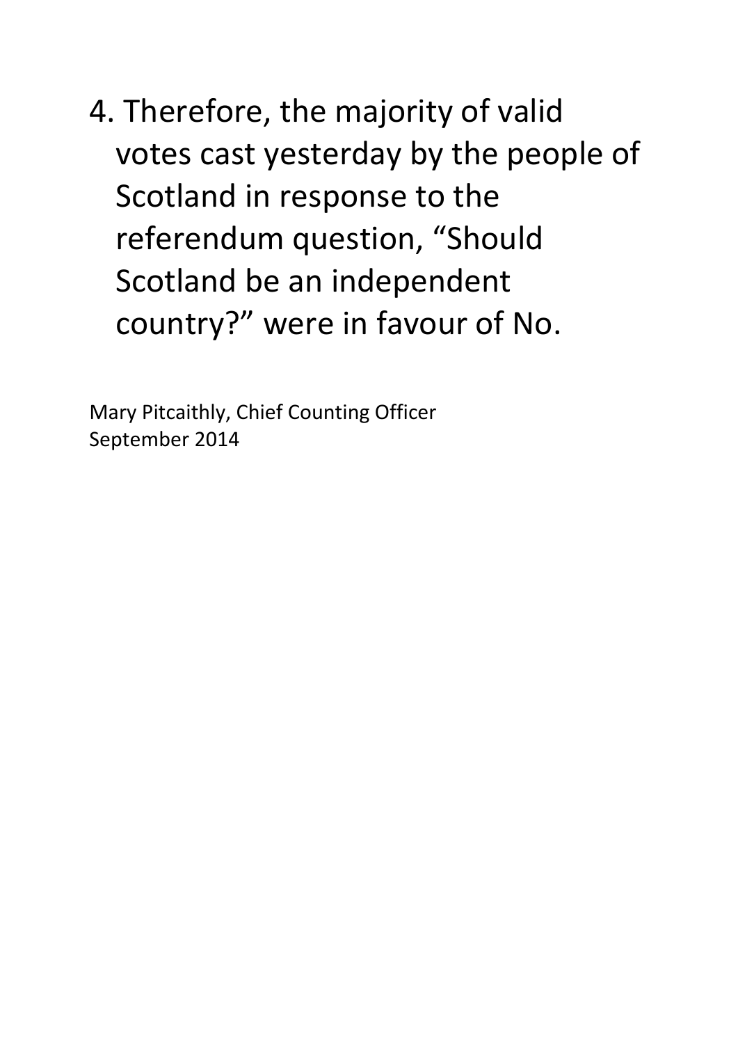4. Therefore, the majority of valid votes cast yesterday by the people of Scotland in response to the referendum question, “Should Scotland be an independent country?” were in favour of No.

Mary Pitcaithly, Chief Counting Officer
September 2014